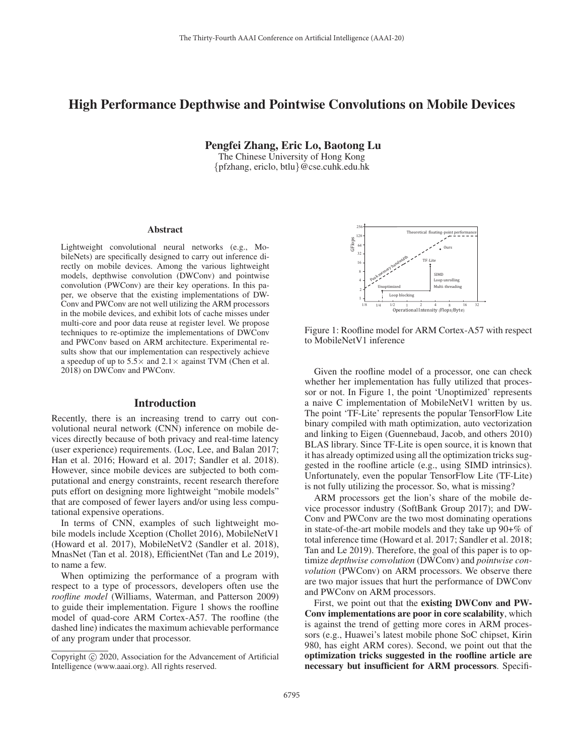# High Performance Depthwise and Pointwise Convolutions on Mobile Devices

**Pengfei Zhang, Eric Lo, Baotong Lu**

The Chinese University of Hong Kong
{pfzhang, ericlo, btlu}@cse.cuhk.edu.hk

## Abstract

Lightweight convolutional neural networks (e.g., MobileNets) are specifically designed to carry out inference directly on mobile devices. Among the various lightweight models, depthwise convolution (DWConv) and pointwise convolution (PWConv) are their key operations. In this paper, we observe that the existing implementations of DWConv and PWConv are not well utilizing the ARM processors in the mobile devices, and exhibit lots of cache misses under multi-core and poor data reuse at register level. We propose techniques to re-optimize the implementations of DWConv and PWConv based on ARM architecture. Experimental results show that our implementation can respectively achieve a speedup of up to 5.5× and 2.1× against TVM (Chen et al. 2018) on DWConv and PWConv.

## Introduction

Recently, there is an increasing trend to carry out convolutional neural network (CNN) inference on mobile devices directly because of both privacy and real-time latency (user experience) requirements. (Loc, Lee, and Balan 2017; Han et al. 2016; Howard et al. 2017; Sandler et al. 2018). However, since mobile devices are subjected to both computational and energy constraints, recent research therefore puts effort on designing more lightweight "mobile models" that are composed of fewer layers and/or using less computational expensive operations.

In terms of CNN, examples of such lightweight mobile models include Xception (Chollet 2016), MobileNetV1 (Howard et al. 2017), MobileNetV2 (Sandler et al. 2018), MnasNet (Tan et al. 2018), EfficientNet (Tan and Le 2019), to name a few.

When optimizing the performance of a program with respect to a type of processors, developers often use the *roofline model* (Williams, Waterman, and Patterson 2009) to guide their implementation. Figure 1 shows the roofline model of quad-core ARM Cortex-A57. The roofline (the dashed line) indicates the maximum achievable performance of any program under that processor.

Figure 1: Roofline model for ARM Cortex-A57 with respect to MobileNetV1 inference

Given the roofline model of a processor, one can check whether her implementation has fully utilized that processor or not. In Figure 1, the point 'Unoptimized' represents a naive C implementation of MobileNetV1 written by us. The point 'TF-Lite' represents the popular TensorFlow Lite binary compiled with math optimization, auto vectorization and linking to Eigen (Guennebaud, Jacob, and others 2010) BLAS library. Since TF-Lite is open source, it is known that it has already optimized using all the optimization tricks suggested in the roofline article (e.g., using SIMD intrinsics). Unfortunately, even the popular TensorFlow Lite (TF-Lite) is not fully utilizing the processor. So, what is missing?

ARM processors get the lion's share of the mobile device processor industry (SoftBank Group 2017); and DWConv and PWConv are the two most dominating operations in state-of-the-art mobile models and they take up 90+% of total inference time (Howard et al. 2017; Sandler et al. 2018; Tan and Le 2019). Therefore, the goal of this paper is to optimize *depthwise convolution* (DWConv) and *pointwise convolution* (PWConv) on ARM processors. We observe there are two major issues that hurt the performance of DWConv and PWConv on ARM processors.

First, we point out that the **existing DWConv and PWConv implementations are poor in core scalability**, which is against the trend of getting more cores in ARM processors (e.g., Huawei's latest mobile phone SoC chipset, Kirin 980, has eight ARM cores). Second, we point out that the **optimization tricks suggested in the roofline article are necessary but insufficient for ARM processors**. Specifi-

Copyright © 2020, Association for the Advancement of Artificial Intelligence (www.aaai.org). All rights reserved.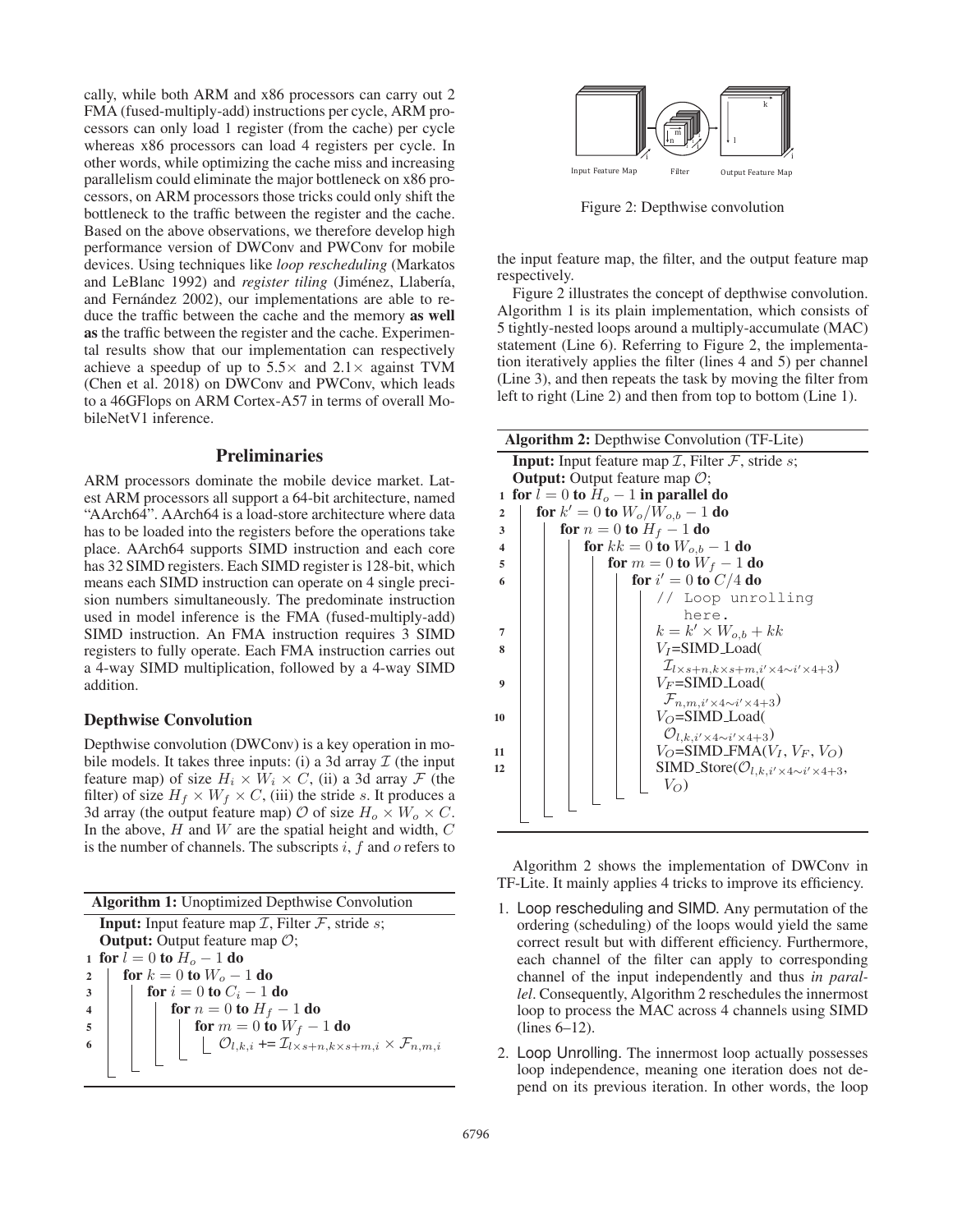cally, while both ARM and x86 processors can carry out 2 FMA (fused-multiply-add) instructions per cycle, ARM processors can only load 1 register (from the cache) per cycle whereas x86 processors can load 4 registers per cycle. In other words, while optimizing the cache miss and increasing parallelism could eliminate the major bottleneck on x86 processors, on ARM processors those tricks could only shift the bottleneck to the traffic between the register and the cache. Based on the above observations, we therefore develop high performance version of DWConv and PWConv for mobile devices. Using techniques like *loop rescheduling* (Markatos and LeBlanc 1992) and *register tiling* (Jiménez, Llabería, and Fernández 2002), our implementations are able to reduce the traffic between the cache and the memory **as well as** the traffic between the register and the cache. Experimental results show that our implementation can respectively achieve a speedup of up to 5.5× and 2.1× against TVM (Chen et al. 2018) on DWConv and PWConv, which leads to a 46GFlops on ARM Cortex-A57 in terms of overall MobileNetV1 inference.

## Preliminaries

ARM processors dominate the mobile device market. Latest ARM processors all support a 64-bit architecture, named "AArch64". AArch64 is a load-store architecture where data has to be loaded into the registers before the operations take place. AArch64 supports SIMD instruction and each core has 32 SIMD registers. Each SIMD register is 128-bit, which means each SIMD instruction can operate on 4 single precision numbers simultaneously. The predominate instruction used in model inference is the FMA (fused-multiply-add) SIMD instruction. An FMA instruction requires 3 SIMD registers to fully operate. Each FMA instruction carries out a 4-way SIMD multiplication, followed by a 4-way SIMD addition.

### Depthwise Convolution

Depthwise convolution (DWConv) is a key operation in mobile models. It takes three inputs: (i) a 3d array $\mathcal{I}$ (the input feature map) of size $H_i \times W_i \times C$, (ii) a 3d array $\mathcal{F}$ (the filter) of size $H_f \times W_f \times C$, (iii) the stride $s$. It produces a 3d array (the output feature map) $\mathcal{O}$ of size $H_o \times W_o \times C$. In the above, $H$ and $W$ are the spatial height and width, $C$ is the number of channels. The subscripts $i$, $f$ and $o$ refers to the input feature map, the filter, and the output feature map respectively.

**Algorithm 1:** Unoptimized Depthwise Convolution

```
Input: Input feature map I, Filter F, stride s;
Output: Output feature map O;
1 for l = 0 to H_o − 1 do
2   for k = 0 to W_o − 1 do
3     for i = 0 to C_i − 1 do
4       for n = 0 to H_f − 1 do
5         for m = 0 to W_f − 1 do
6           O_{l,k,i} += I_{l×s+n, k×s+m, i} × F_{n,m,i}
```

Figure 2: Depthwise convolution

Figure 2 illustrates the concept of depthwise convolution. Algorithm 1 is its plain implementation, which consists of 5 tightly-nested loops around a multiply-accumulate (MAC) statement (Line 6). Referring to Figure 2, the implementation iteratively applies the filter (lines 4 and 5) per channel (Line 3), and then repeats the task by moving the filter from left to right (Line 2) and then from top to bottom (Line 1).

**Algorithm 2:** Depthwise Convolution (TF-Lite)

```
Input: Input feature map I, Filter F, stride s;
Output: Output feature map O;
1  for l = 0 to H_o − 1 in parallel do
2    for k' = 0 to W_o/W_{o,b} − 1 do
3      for n = 0 to H_f − 1 do
4        for kk = 0 to W_{o,b} − 1 do
5          for m = 0 to W_f − 1 do
6            for i' = 0 to C/4 do
               // Loop unrolling here.
7              k = k' × W_{o,b} + kk
8              V_I=SIMD_Load(I_{l×s+n, k×s+m, i'×4∼i'×4+3})
9              V_F=SIMD_Load(F_{n,m,i'×4∼i'×4+3})
10             V_O=SIMD_Load(O_{l,k,i'×4∼i'×4+3})
11             V_O=SIMD_FMA(V_I, V_F, V_O)
12             SIMD_Store(O_{l,k,i'×4∼i'×4+3}, V_O)
```

Algorithm 2 shows the implementation of DWConv in TF-Lite. It mainly applies 4 tricks to improve its efficiency.

1. Loop rescheduling and SIMD. Any permutation of the ordering (scheduling) of the loops would yield the same correct result but with different efficiency. Furthermore, each channel of the filter can apply to corresponding channel of the input independently and thus *in parallel*. Consequently, Algorithm 2 reschedules the innermost loop to process the MAC across 4 channels using SIMD (lines 6–12).
2. Loop Unrolling. The innermost loop actually possesses loop independence, meaning one iteration does not depend on its previous iteration. In other words, the loop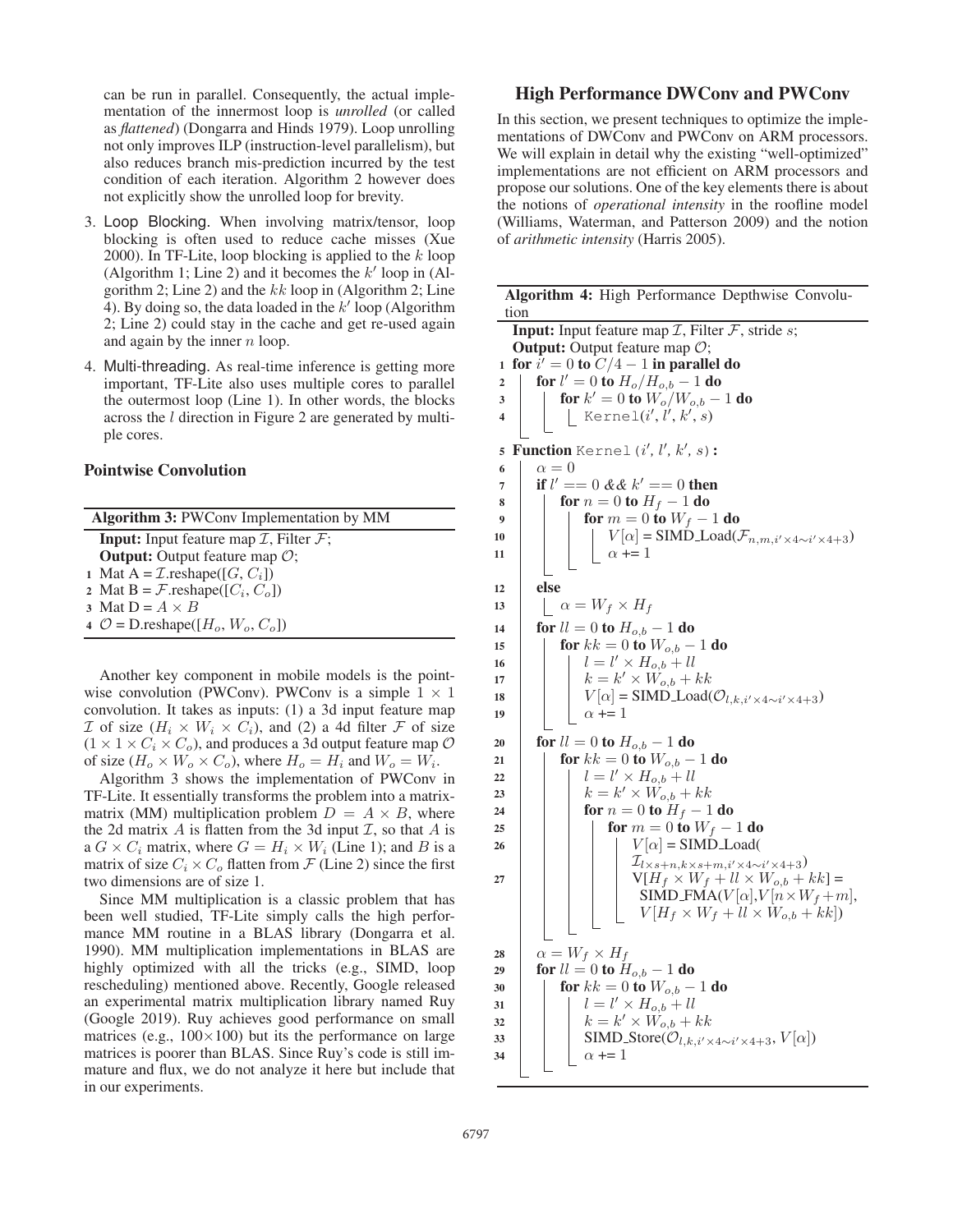can be run in parallel. Consequently, the actual implementation of the innermost loop is *unrolled* (or called as *flattened*) (Dongarra and Hinds 1979). Loop unrolling not only improves ILP (instruction-level parallelism), but also reduces branch mis-prediction incurred by the test condition of each iteration. Algorithm 2 however does not explicitly show the unrolled loop for brevity.

3. Loop Blocking. When involving matrix/tensor, loop blocking is often used to reduce cache misses (Xue 2000). In TF-Lite, loop blocking is applied to the $k$ loop (Algorithm 1; Line 2) and it becomes the $k'$ loop in (Algorithm 2; Line 2) and the $kk$ loop in (Algorithm 2; Line 4). By doing so, the data loaded in the $k'$ loop (Algorithm 2; Line 2) could stay in the cache and get re-used again and again by the inner $n$ loop.
4. Multi-threading. As real-time inference is getting more important, TF-Lite also uses multiple cores to parallel the outermost loop (Line 1). In other words, the blocks across the $l$ direction in Figure 2 are generated by multiple cores.

### Pointwise Convolution

**Algorithm 3:** PWConv Implementation by MM

```
Input: Input feature map I, Filter F;
Output: Output feature map O;
1 Mat A = I.reshape([G, C_i])
2 Mat B = F.reshape([C_i, C_o])
3 Mat D = A × B
4 O = D.reshape([H_o, W_o, C_o])
```

Another key component in mobile models is the pointwise convolution (PWConv). PWConv is a simple $1 \times 1$ convolution. It takes as inputs: (1) a 3d input feature map $\mathcal{I}$ of size $(H_i \times W_i \times C_i)$, and (2) a 4d filter $\mathcal{F}$ of size $(1 \times 1 \times C_i \times C_o)$, and produces a 3d output feature map $\mathcal{O}$ of size $(H_o \times W_o \times C_o)$, where $H_o = H_i$ and $W_o = W_i$.

Algorithm 3 shows the implementation of PWConv in TF-Lite. It essentially transforms the problem into a matrix-matrix (MM) multiplication problem $D = A \times B$, where the 2d matrix $A$ is flatten from the 3d input $\mathcal{I}$, so that $A$ is a $G \times C_i$ matrix, where $G = H_i \times W_i$ (Line 1); and $B$ is a matrix of size $C_i \times C_o$ flatten from $\mathcal{F}$ (Line 2) since the first two dimensions are of size 1.

Since MM multiplication is a classic problem that has been well studied, TF-Lite simply calls the high performance MM routine in a BLAS library (Dongarra et al. 1990). MM multiplication implementations in BLAS are highly optimized with all the tricks (e.g., SIMD, loop rescheduling) mentioned above. Recently, Google released an experimental matrix multiplication library named Ruy (Google 2019). Ruy achieves good performance on small matrices (e.g., 100×100) but its the performance on large matrices is poorer than BLAS. Since Ruy's code is still immature and flux, we do not analyze it here but include that in our experiments.

## High Performance DWConv and PWConv

In this section, we present techniques to optimize the implementations of DWConv and PWConv on ARM processors. We will explain in detail why the existing "well-optimized" implementations are not efficient on ARM processors and propose our solutions. One of the key elements there is about the notions of *operational intensity* in the roofline model (Williams, Waterman, and Patterson 2009) and the notion of *arithmetic intensity* (Harris 2005).

**Algorithm 4:** High Performance Depthwise Convolution

```
Input: Input feature map I, Filter F, stride s;
Output: Output feature map O;
1  for i' = 0 to C/4 − 1 in parallel do
2      for l' = 0 to H_o/H_{o,b} − 1 do
3          for k' = 0 to W_o/W_{o,b} − 1 do
4              Kernel(i', l', k', s)
5  Function Kernel(i', l', k', s):
6      α = 0
7      if l' == 0 && k' == 0 then
8          for n = 0 to H_f − 1 do
9              for m = 0 to W_f − 1 do
10                 V[α] = SIMD_Load(F_{n,m,i'×4∼i'×4+3})
11                 α += 1
12     else
13         α = W_f × H_f
14     for ll = 0 to H_{o,b} − 1 do
15         for kk = 0 to W_{o,b} − 1 do
16             l = l' × H_{o,b} + ll
17             k = k' × W_{o,b} + kk
18             V[α] = SIMD_Load(O_{l,k,i'×4∼i'×4+3})
19             α += 1
20     for ll = 0 to H_{o,b} − 1 do
21         for kk = 0 to W_{o,b} − 1 do
22             l = l' × H_{o,b} + ll
23             k = k' × W_{o,b} + kk
24             for n = 0 to H_f − 1 do
25                 for m = 0 to W_f − 1 do
26                     V[α] = SIMD_Load(
                           I_{l×s+n,k×s+m,i'×4∼i'×4+3})
27                     V[H_f × W_f + ll × W_{o,b} + kk] =
                           SIMD_FMA(V[α], V[n×W_f+m],
                           V[H_f × W_f + ll × W_{o,b} + kk])
28     α = W_f × H_f
29     for ll = 0 to H_{o,b} − 1 do
30         for kk = 0 to W_{o,b} − 1 do
31             l = l' × H_{o,b} + ll
32             k = k' × W_{o,b} + kk
33             SIMD_Store(O_{l,k,i'×4∼i'×4+3}, V[α])
34             α += 1
```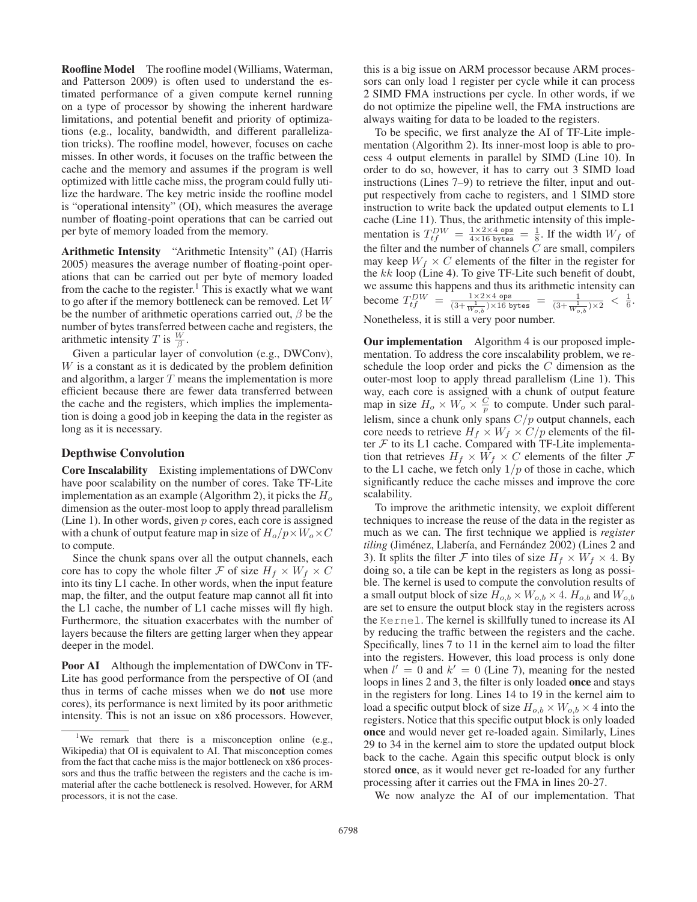**Roofline Model** The roofline model (Williams, Waterman, and Patterson 2009) is often used to understand the estimated performance of a given compute kernel running on a type of processor by showing the inherent hardware limitations, and potential benefit and priority of optimizations (e.g., locality, bandwidth, and different parallelization tricks). The roofline model, however, focuses on cache misses. In other words, it focuses on the traffic between the cache and the memory and assumes if the program is well optimized with little cache miss, the program could fully utilize the hardware. The key metric inside the roofline model is "operational intensity" (OI), which measures the average number of floating-point operations that can be carried out per byte of memory loaded from the memory.

**Arithmetic Intensity** "Arithmetic Intensity" (AI) (Harris 2005) measures the average number of floating-point operations that can be carried out per byte of memory loaded from the cache to the register.[1] This is exactly what we want to go after if the memory bottleneck can be removed. Let $W$ be the number of arithmetic operations carried out, $\beta$ be the number of bytes transferred between cache and registers, the arithmetic intensity $T$ is $\frac{W}{\beta}$.

Given a particular layer of convolution (e.g., DWConv), $W$ is a constant as it is dedicated by the problem definition and algorithm, a larger $T$ means the implementation is more efficient because there are fewer data transferred between the cache and the registers, which implies the implementation is doing a good job in keeping the data in the register as long as it is necessary.

### Depthwise Convolution

**Core Inscalability** Existing implementations of DWConv have poor scalability on the number of cores. Take TF-Lite implementation as an example (Algorithm 2), it picks the $H_o$ dimension as the outer-most loop to apply thread parallelism (Line 1). In other words, given $p$ cores, each core is assigned with a chunk of output feature map in size of $H_o/p \times W_o \times C$ to compute.

Since the chunk spans over all the output channels, each core has to copy the whole filter $\mathcal{F}$ of size $H_f \times W_f \times C$ into its tiny L1 cache. In other words, when the input feature map, the filter, and the output feature map cannot all fit into the L1 cache, the number of L1 cache misses will fly high. Furthermore, the situation exacerbates with the number of layers because the filters are getting larger when they appear deeper in the model.

**Poor AI** Although the implementation of DWConv in TF-Lite has good performance from the perspective of OI (and thus in terms of cache misses when we do **not** use more cores), its performance is next limited by its poor arithmetic intensity. This is not an issue on x86 processors. However, this is a big issue on ARM processor because ARM processors can only load 1 register per cycle while it can process 2 SIMD FMA instructions per cycle. In other words, if we do not optimize the pipeline well, the FMA instructions are always waiting for data to be loaded to the registers.

To be specific, we first analyze the AI of TF-Lite implementation (Algorithm 2). Its inner-most loop is able to process 4 output elements in parallel by SIMD (Line 10). In order to do so, however, it has to carry out 3 SIMD load instructions (Lines 7–9) to retrieve the filter, input and output respectively from cache to registers, and 1 SIMD store instruction to write back the updated output elements to L1 cache (Line 11). Thus, the arithmetic intensity of this implementation is $T_{tf}^{DW} = \frac{1\times 2\times 4 \text{ ops}}{4\times 16 \text{ bytes}} = \frac{1}{8}$. If the width $W_f$ of the filter and the number of channels $C$ are small, compilers may keep $W_f \times C$ elements of the filter in the register for the $kk$ loop (Line 4). To give TF-Lite such benefit of doubt, we assume this happens and thus its arithmetic intensity can become $T_{tf}^{DW} = \frac{1\times 2\times 4 \text{ ops}}{(3+\frac{1}{W_{o,b}})\times 16 \text{ bytes}} = \frac{1}{(3+\frac{1}{W_{o,b}})\times 2} < \frac{1}{6}$. Nonetheless, it is still a very poor number.

**Our implementation** Algorithm 4 is our proposed implementation. To address the core inscalability problem, we reschedule the loop order and picks the $C$ dimension as the outer-most loop to apply thread parallelism (Line 1). This way, each core is assigned with a chunk of output feature map in size $H_o \times W_o \times \frac{C}{p}$ to compute. Under such parallelism, since a chunk only spans $C/p$ output channels, each core needs to retrieve $H_f \times W_f \times C/p$ elements of the filter $\mathcal{F}$ to its L1 cache. Compared with TF-Lite implementation that retrieves $H_f \times W_f \times C$ elements of the filter $\mathcal{F}$ to the L1 cache, we fetch only $1/p$ of those in cache, which significantly reduce the cache misses and improve the core scalability.

To improve the arithmetic intensity, we exploit different techniques to increase the reuse of the data in the register as much as we can. The first technique we applied is *register tiling* (Jiménez, Llabería, and Fernández 2002) (Lines 2 and 3). It splits the filter $\mathcal{F}$ into tiles of size $H_f \times W_f \times 4$. By doing so, a tile can be kept in the registers as long as possible. The kernel is used to compute the convolution results of a small output block of size $H_{o,b} \times W_{o,b} \times 4$. $H_{o,b}$ and $W_{o,b}$ are set to ensure the output block stay in the registers across the `Kernel`. The kernel is skillfully tuned to increase its AI by reducing the traffic between the registers and the cache. Specifically, lines 7 to 11 in the kernel aim to load the filter into the registers. However, this load process is only done when $l' = 0$ and $k' = 0$ (Line 7), meaning for the nested loops in lines 2 and 3, the filter is only loaded **once** and stays in the registers for long. Lines 14 to 19 in the kernel aim to load a specific output block of size $H_{o,b} \times W_{o,b} \times 4$ into the registers. Notice that this specific output block is only loaded **once** and would never get re-loaded again. Similarly, Lines 29 to 34 in the kernel aim to store the updated output block back to the cache. Again this specific output block is only stored **once**, as it would never get re-loaded for any further processing after it carries out the FMA in lines 20-27.

We now analyze the AI of our implementation. That

[1] We remark that there is a misconception online (e.g., Wikipedia) that OI is equivalent to AI. That misconception comes from the fact that cache miss is the major bottleneck on x86 processors and thus the traffic between the registers and the cache is immaterial after the cache bottleneck is resolved. However, for ARM processors, it is not the case.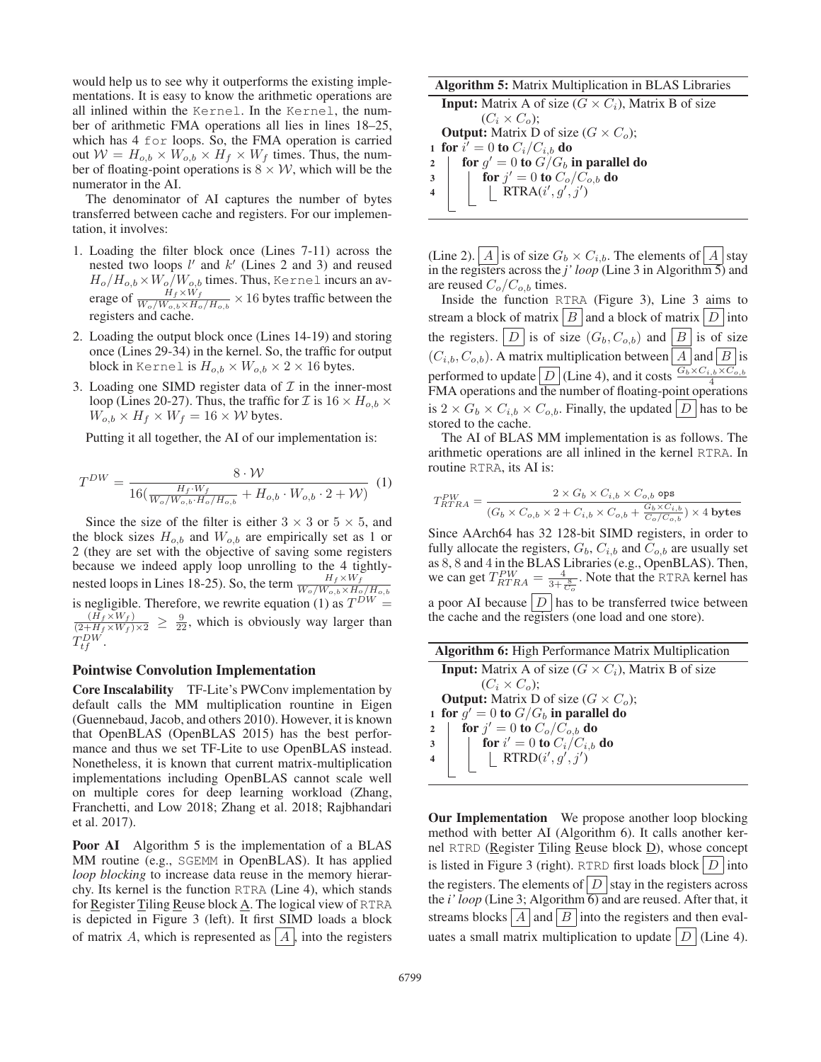would help us to see why it outperforms the existing implementations. It is easy to know the arithmetic operations are all inlined within the Kernel. In the Kernel, the number of arithmetic FMA operations all lies in lines 18–25, which has 4 for loops. So, the FMA operation is carried out $\mathcal{W} = H_{o,b} \times W_{o,b} \times H_f \times W_f$ times. Thus, the number of floating-point operations is $8 \times \mathcal{W}$, which will be the numerator in the AI.

The denominator of AI captures the number of bytes transferred between cache and registers. For our implementation, it involves:

1. Loading the filter block once (Lines 7-11) across the nested two loops $l'$ and $k'$ (Lines 2 and 3) and reused $H_o/H_{o,b} \times W_o/W_{o,b}$ times. Thus, Kernel incurs an average of $\frac{H_f \times W_f}{W_o/W_{o,b} \times H_o/H_{o,b}} \times 16$ bytes traffic between the registers and cache.
2. Loading the output block once (Lines 14-19) and storing once (Lines 29-34) in the kernel. So, the traffic for output block in Kernel is $H_{o,b} \times W_{o,b} \times 2 \times 16$ bytes.
3. Loading one SIMD register data of $\mathcal{I}$ in the inner-most loop (Lines 20-27). Thus, the traffic for $\mathcal{I}$ is $16 \times H_{o,b} \times W_{o,b} \times H_f \times W_f = 16 \times \mathcal{W}$ bytes.

Putting it all together, the AI of our implementation is:

$$T^{DW} = \frac{8 \cdot \mathcal{W}}{16(\frac{H_f \cdot W_f}{W_o/W_{o,b} \cdot H_o/H_{o,b}} + H_{o,b} \cdot W_{o,b} \cdot 2 + \mathcal{W})} \quad (1)$$

Since the size of the filter is either $3 \times 3$ or $5 \times 5$, and the block sizes $H_{o,b}$ and $W_{o,b}$ are empirically set as 1 or 2 (they are set with the objective of saving some registers because we indeed apply loop unrolling to the 4 tightly-nested loops in Lines 18-25). So, the term $\frac{H_f \times W_f}{W_o/W_{o,b} \times H_o/H_{o,b}}$ is negligible. Therefore, we rewrite equation (1) as $T^{DW} = \frac{(H_f \times W_f)}{(2+H_f \times W_f) \times 2} \geq \frac{9}{22}$, which is obviously way larger than $T^{DW}_{tf}$.

### Pointwise Convolution Implementation

**Core Inscalability** TF-Lite's PWConv implementation by default calls the MM multiplication rountine in Eigen (Guennebaud, Jacob, and others 2010). However, it is known that OpenBLAS (OpenBLAS 2015) has the best performance and thus we set TF-Lite to use OpenBLAS instead. Nonetheless, it is known that current matrix-multiplication implementations including OpenBLAS cannot scale well on multiple cores for deep learning workload (Zhang, Franchetti, and Low 2018; Zhang et al. 2018; Rajbhandari et al. 2017).

**Poor AI** Algorithm 5 is the implementation of a BLAS MM routine (e.g., SGEMM in OpenBLAS). It has applied *loop blocking* to increase data reuse in the memory hierarchy. Its kernel is the function RTRA (Line 4), which stands for Register Tiling Reuse block A. The logical view of RTRA is depicted in Figure 3 (left). It first SIMD loads a block of matrix $A$, which is represented as $\boxed{A}$, into the registers

**Algorithm 5:** Matrix Multiplication in BLAS Libraries

**Input:** Matrix A of size $(G \times C_i)$, Matrix B of size $(C_i \times C_o)$;
**Output:** Matrix D of size $(G \times C_o)$;

```
1 for i' = 0 to C_i/C_{i,b} do
2     for g' = 0 to G/G_b in parallel do
3         for j' = 0 to C_o/C_{o,b} do
4             RTRA(i', g', j')
```

(Line 2). $\boxed{A}$ is of size $G_b \times C_{i,b}$. The elements of $\boxed{A}$ stay in the registers across the *j' loop* (Line 3 in Algorithm 5) and are reused $C_o/C_{o,b}$ times.

Inside the function RTRA (Figure 3), Line 3 aims to stream a block of matrix $\boxed{B}$ and a block of matrix $\boxed{D}$ into the registers. $\boxed{D}$ is of size $(G_b, C_{o,b})$ and $\boxed{B}$ is of size $(C_{i,b}, C_{o,b})$. A matrix multiplication between $\boxed{A}$ and $\boxed{B}$ is performed to update $\boxed{D}$ (Line 4), and it costs $\frac{G_b \times C_{i,b} \times C_{o,b}}{4}$ FMA operations and the number of floating-point operations is $2 \times G_b \times C_{i,b} \times C_{o,b}$. Finally, the updated $\boxed{D}$ has to be stored to the cache.

The AI of BLAS MM implementation is as follows. The arithmetic operations are all inlined in the kernel RTRA. In routine RTRA, its AI is:

$$T^{PW}_{RTRA} = \frac{2 \times G_b \times C_{i,b} \times C_{o,b} \texttt{ ops}}{(G_b \times C_{o,b} \times 2 + C_{i,b} \times C_{o,b} + \frac{G_b \times C_{i,b}}{C_o/C_{o,b}}) \times 4 \textbf{ bytes}}$$

Since AArch64 has 32 128-bit SIMD registers, in order to fully allocate the registers, $G_b$, $C_{i,b}$ and $C_{o,b}$ are usually set as 8, 8 and 4 in the BLAS Libraries (e.g., OpenBLAS). Then, we can get $T^{PW}_{RTRA} = \frac{4}{3+\frac{8}{C_o}}$. Note that the RTRA kernel has a poor AI because $\boxed{D}$ has to be transferred twice between the cache and the registers (one load and one store).

**Algorithm 6:** High Performance Matrix Multiplication

**Input:** Matrix A of size $(G \times C_i)$, Matrix B of size $(C_i \times C_o)$;
**Output:** Matrix D of size $(G \times C_o)$;

```
1 for g' = 0 to G/G_b in parallel do
2     for j' = 0 to C_o/C_{o,b} do
3         for i' = 0 to C_i/C_{i,b} do
4             RTRD(i', g', j')
```

**Our Implementation** We propose another loop blocking method with better AI (Algorithm 6). It calls another kernel RTRD (Register Tiling Reuse block D), whose concept is listed in Figure 3 (right). RTRD first loads block $\boxed{D}$ into the registers. The elements of $\boxed{D}$ stay in the registers across the *i' loop* (Line 3; Algorithm 6) and are reused. After that, it streams blocks $\boxed{A}$ and $\boxed{B}$ into the registers and then evaluates a small matrix multiplication to update $\boxed{D}$ (Line 4).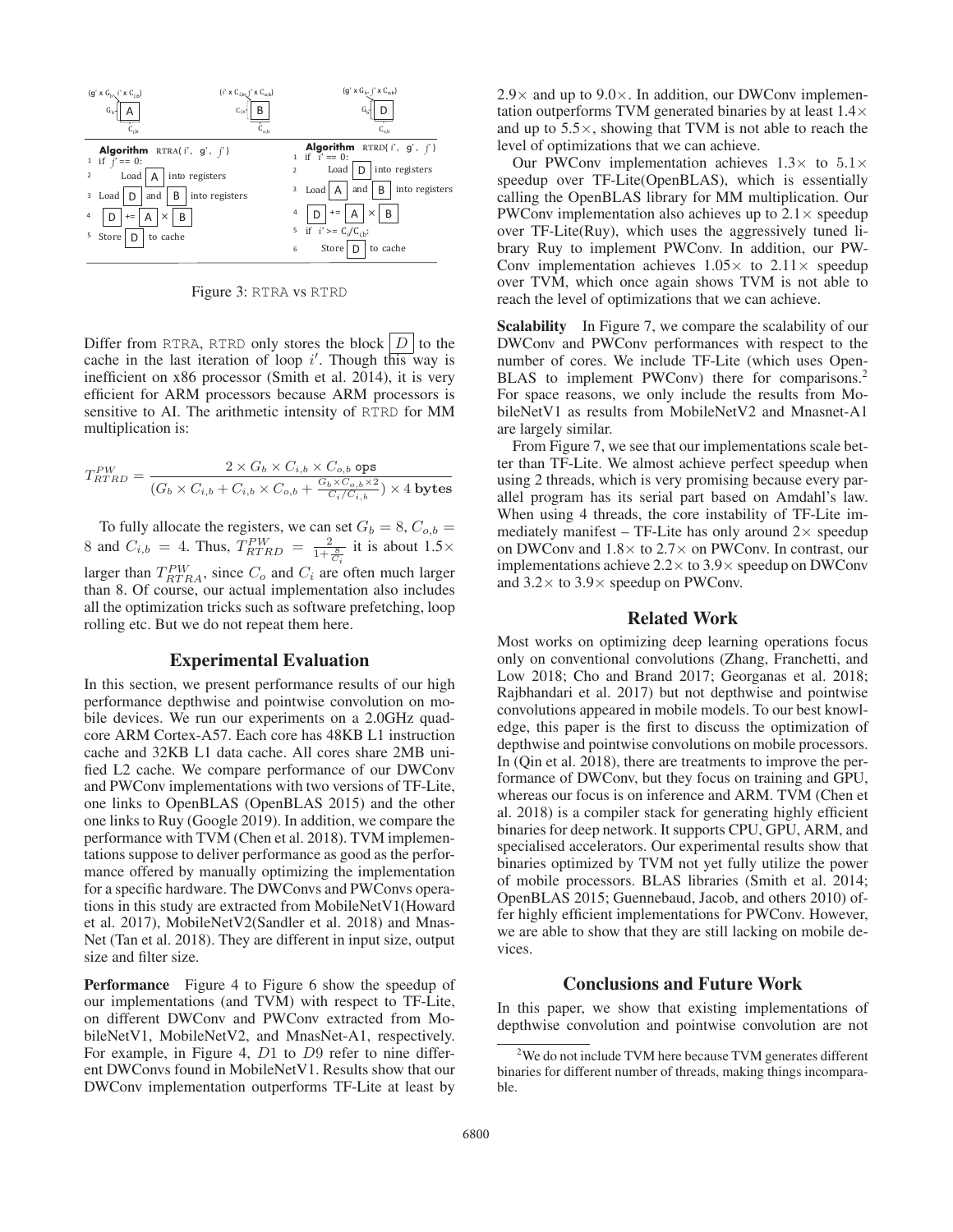**Algorithm** RTRA( $i'$, $g'$, $j'$ )

```
1 if j' == 0:
2     Load [A] into registers
3 Load [D] and [B] into registers
4 [D] += [A] × [B]
5 Store [D] to cache
```

**Algorithm** RTRD( $i'$, $g'$, $j'$ )

```
1 if i' == 0:
2     Load [D] into registers
3 Load [A] and [B] into registers
4 [D] += [A] × [B]
5 if i' >= C_i/C_{i,b}:
6     Store [D] to cache
```

Figure 3: RTRA vs RTRD

Differ from RTRA, RTRD only stores the block $\boxed{D}$ to the cache in the last iteration of loop $i'$. Though this way is inefficient on x86 processor (Smith et al. 2014), it is very efficient for ARM processors because ARM processors is sensitive to AI. The arithmetic intensity of RTRD for MM multiplication is:

$$T_{RTRD}^{PW} = \frac{2 \times G_b \times C_{i,b} \times C_{o,b} \text{ ops}}{(G_b \times C_{i,b} + C_{i,b} \times C_{o,b} + \frac{G_b \times C_{o,b} \times 2}{C_i / C_{i,b}}) \times 4 \textbf{ bytes}}$$

To fully allocate the registers, we can set $G_b = 8$, $C_{o,b} = 8$ and $C_{i,b} = 4$. Thus, $T_{RTRD}^{PW} = \frac{2}{1 + \frac{8}{C_i}}$ it is about $1.5\times$ larger than $T_{RTRA}^{PW}$, since $C_o$ and $C_i$ are often much larger than 8. Of course, our actual implementation also includes all the optimization tricks such as software prefetching, loop rolling etc. But we do not repeat them here.

## Experimental Evaluation

In this section, we present performance results of our high performance depthwise and pointwise convolution on mobile devices. We run our experiments on a 2.0GHz quad-core ARM Cortex-A57. Each core has 48KB L1 instruction cache and 32KB L1 data cache. All cores share 2MB unified L2 cache. We compare performance of our DWConv and PWConv implementations with two versions of TF-Lite, one links to OpenBLAS (OpenBLAS 2015) and the other one links to Ruy (Google 2019). In addition, we compare the performance with TVM (Chen et al. 2018). TVM implementations suppose to deliver performance as good as the performance offered by manually optimizing the implementation for a specific hardware. The DWConvs and PWConvs operations in this study are extracted from MobileNetV1(Howard et al. 2017), MobileNetV2(Sandler et al. 2018) and MnasNet (Tan et al. 2018). They are different in input size, output size and filter size.

**Performance** Figure 4 to Figure 6 show the speedup of our implementations (and TVM) with respect to TF-Lite, on different DWConv and PWConv extracted from MobileNetV1, MobileNetV2, and MnasNet-A1, respectively. For example, in Figure 4, $D1$ to $D9$ refer to nine different DWConvs found in MobileNetV1. Results show that our DWConv implementation outperforms TF-Lite at least by $2.9\times$ and up to $9.0\times$. In addition, our DWConv implementation outperforms TVM generated binaries by at least $1.4\times$ and up to $5.5\times$, showing that TVM is not able to reach the level of optimizations that we can achieve.

Our PWConv implementation achieves $1.3\times$ to $5.1\times$ speedup over TF-Lite(OpenBLAS), which is essentially calling the OpenBLAS library for MM multiplication. Our PWConv implementation also achieves up to $2.1\times$ speedup over TF-Lite(Ruy), which uses the aggressively tuned library Ruy to implement PWConv. In addition, our PWConv implementation achieves $1.05\times$ to $2.11\times$ speedup over TVM, which once again shows TVM is not able to reach the level of optimizations that we can achieve.

**Scalability** In Figure 7, we compare the scalability of our DWConv and PWConv performances with respect to the number of cores. We include TF-Lite (which uses OpenBLAS to implement PWConv) there for comparisons.[2] For space reasons, we only include the results from MobileNetV1 as results from MobileNetV2 and Mnasnet-A1 are largely similar.

From Figure 7, we see that our implementations scale better than TF-Lite. We almost achieve perfect speedup when using 2 threads, which is very promising because every parallel program has its serial part based on Amdahl's law. When using 4 threads, the core instability of TF-Lite immediately manifest – TF-Lite has only around $2\times$ speedup on DWConv and $1.8\times$ to $2.7\times$ on PWConv. In contrast, our implementations achieve $2.2\times$ to $3.9\times$ speedup on DWConv and $3.2\times$ to $3.9\times$ speedup on PWConv.

## Related Work

Most works on optimizing deep learning operations focus only on conventional convolutions (Zhang, Franchetti, and Low 2018; Cho and Brand 2017; Georganas et al. 2018; Rajbhandari et al. 2017) but not depthwise and pointwise convolutions appeared in mobile models. To our best knowledge, this paper is the first to discuss the optimization of depthwise and pointwise convolutions on mobile processors. In (Qin et al. 2018), there are treatments to improve the performance of DWConv, but they focus on training and GPU, whereas our focus is on inference and ARM. TVM (Chen et al. 2018) is a compiler stack for generating highly efficient binaries for deep network. It supports CPU, GPU, ARM, and specialised accelerators. Our experimental results show that binaries optimized by TVM not yet fully utilize the power of mobile processors. BLAS libraries (Smith et al. 2014; OpenBLAS 2015; Guennebaud, Jacob, and others 2010) offer highly efficient implementations for PWConv. However, we are able to show that they are still lacking on mobile devices.

## Conclusions and Future Work

In this paper, we show that existing implementations of depthwise convolution and pointwise convolution are not

[2] We do not include TVM here because TVM generates different binaries for different number of threads, making things incomparable.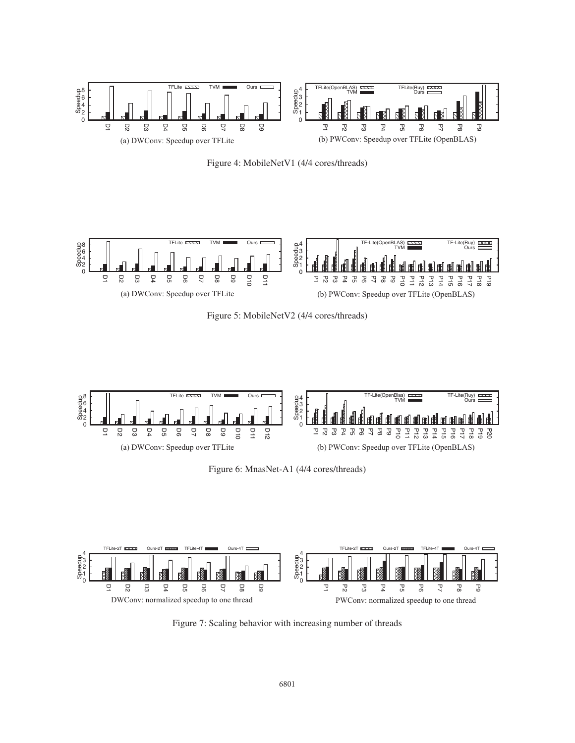(a) DWConv: Speedup over TFLite

(b) PWConv: Speedup over TFLite (OpenBLAS)

Figure 4: MobileNetV1 (4/4 cores/threads)

(a) DWConv: Speedup over TFLite

(b) PWConv: Speedup over TFLite (OpenBLAS)

Figure 5: MobileNetV2 (4/4 cores/threads)

(a) DWConv: Speedup over TFLite

(b) PWConv: Speedup over TFLite (OpenBLAS)

Figure 6: MnasNet-A1 (4/4 cores/threads)

DWConv: normalized speedup to one thread

PWConv: normalized speedup to one thread

Figure 7: Scaling behavior with increasing number of threads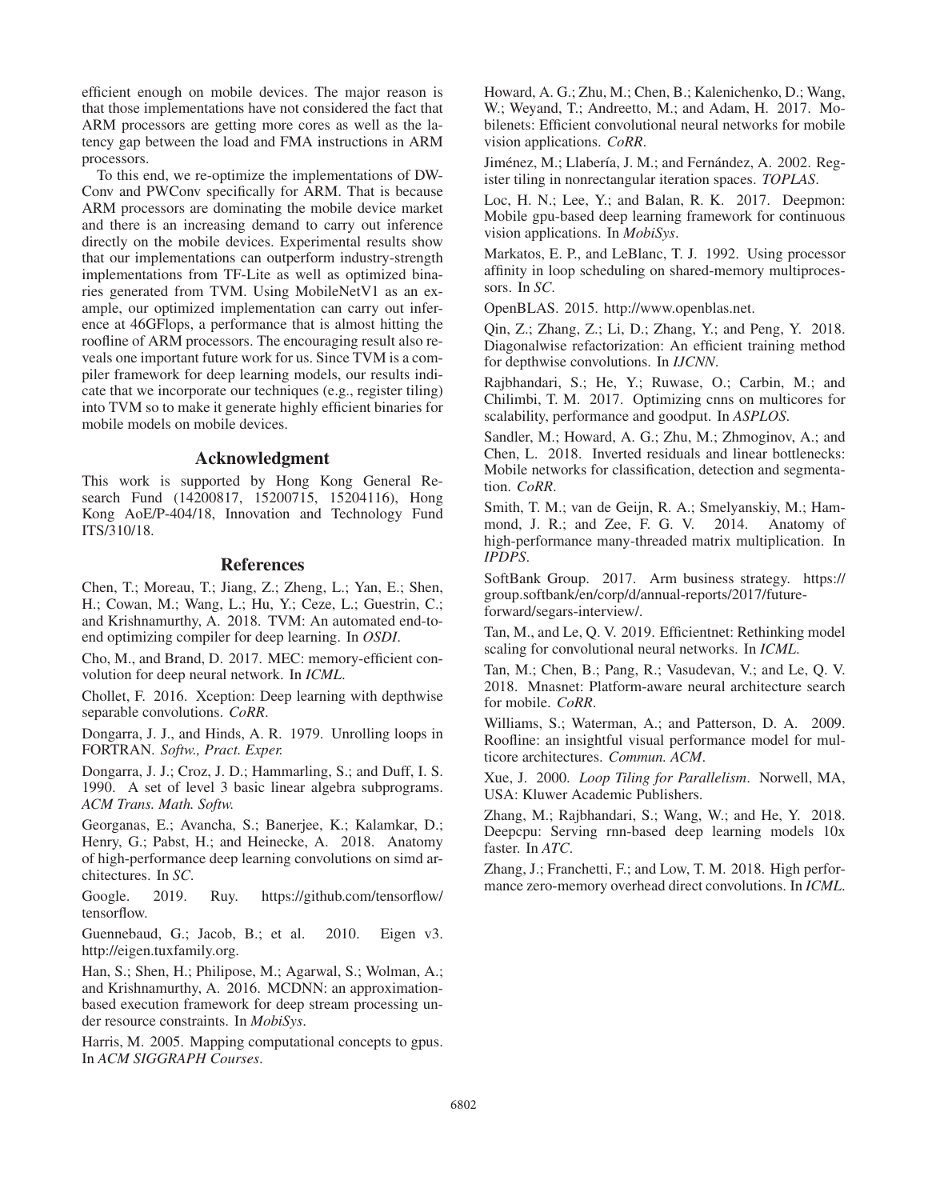efficient enough on mobile devices. The major reason is that those implementations have not considered the fact that ARM processors are getting more cores as well as the latency gap between the load and FMA instructions in ARM processors.

To this end, we re-optimize the implementations of DWConv and PWConv specifically for ARM. That is because ARM processors are dominating the mobile device market and there is an increasing demand to carry out inference directly on the mobile devices. Experimental results show that our implementations can outperform industry-strength implementations from TF-Lite as well as optimized binaries generated from TVM. Using MobileNetV1 as an example, our optimized implementation can carry out inference at 46GFlops, a performance that is almost hitting the roofline of ARM processors. The encouraging result also reveals one important future work for us. Since TVM is a compiler framework for deep learning models, our results indicate that we incorporate our techniques (e.g., register tiling) into TVM so to make it generate highly efficient binaries for mobile models on mobile devices.

## Acknowledgment

This work is supported by Hong Kong General Research Fund (14200817, 15200715, 15204116), Hong Kong AoE/P-404/18, Innovation and Technology Fund ITS/310/18.

## References

Chen, T.; Moreau, T.; Jiang, Z.; Zheng, L.; Yan, E.; Shen, H.; Cowan, M.; Wang, L.; Hu, Y.; Ceze, L.; Guestrin, C.; and Krishnamurthy, A. 2018. TVM: An automated end-to-end optimizing compiler for deep learning. In *OSDI*.

Cho, M., and Brand, D. 2017. MEC: memory-efficient convolution for deep neural network. In *ICML*.

Chollet, F. 2016. Xception: Deep learning with depthwise separable convolutions. *CoRR*.

Dongarra, J. J., and Hinds, A. R. 1979. Unrolling loops in FORTRAN. *Softw., Pract. Exper.*

Dongarra, J. J.; Croz, J. D.; Hammarling, S.; and Duff, I. S. 1990. A set of level 3 basic linear algebra subprograms. *ACM Trans. Math. Softw.*

Georganas, E.; Avancha, S.; Banerjee, K.; Kalamkar, D.; Henry, G.; Pabst, H.; and Heinecke, A. 2018. Anatomy of high-performance deep learning convolutions on simd architectures. In *SC*.

Google. 2019. Ruy. https://github.com/tensorflow/tensorflow.

Guennebaud, G.; Jacob, B.; et al. 2010. Eigen v3. http://eigen.tuxfamily.org.

Han, S.; Shen, H.; Philipose, M.; Agarwal, S.; Wolman, A.; and Krishnamurthy, A. 2016. MCDNN: an approximation-based execution framework for deep stream processing under resource constraints. In *MobiSys*.

Harris, M. 2005. Mapping computational concepts to gpus. In *ACM SIGGRAPH Courses*.

Howard, A. G.; Zhu, M.; Chen, B.; Kalenichenko, D.; Wang, W.; Weyand, T.; Andreetto, M.; and Adam, H. 2017. Mobilenets: Efficient convolutional neural networks for mobile vision applications. *CoRR*.

Jiménez, M.; Llabería, J. M.; and Fernández, A. 2002. Register tiling in nonrectangular iteration spaces. *TOPLAS*.

Loc, H. N.; Lee, Y.; and Balan, R. K. 2017. Deepmon: Mobile gpu-based deep learning framework for continuous vision applications. In *MobiSys*.

Markatos, E. P., and LeBlanc, T. J. 1992. Using processor affinity in loop scheduling on shared-memory multiprocessors. In *SC*.

OpenBLAS. 2015. http://www.openblas.net.

Qin, Z.; Zhang, Z.; Li, D.; Zhang, Y.; and Peng, Y. 2018. Diagonalwise refactorization: An efficient training method for depthwise convolutions. In *IJCNN*.

Rajbhandari, S.; He, Y.; Ruwase, O.; Carbin, M.; and Chilimbi, T. M. 2017. Optimizing cnns on multicores for scalability, performance and goodput. In *ASPLOS*.

Sandler, M.; Howard, A. G.; Zhu, M.; Zhmoginov, A.; and Chen, L. 2018. Inverted residuals and linear bottlenecks: Mobile networks for classification, detection and segmentation. *CoRR*.

Smith, T. M.; van de Geijn, R. A.; Smelyanskiy, M.; Hammond, J. R.; and Zee, F. G. V. 2014. Anatomy of high-performance many-threaded matrix multiplication. In *IPDPS*.

SoftBank Group. 2017. Arm business strategy. https://group.softbank/en/corp/d/annual-reports/2017/future-forward/segars-interview/.

Tan, M., and Le, Q. V. 2019. Efficientnet: Rethinking model scaling for convolutional neural networks. In *ICML*.

Tan, M.; Chen, B.; Pang, R.; Vasudevan, V.; and Le, Q. V. 2018. Mnasnet: Platform-aware neural architecture search for mobile. *CoRR*.

Williams, S.; Waterman, A.; and Patterson, D. A. 2009. Roofline: an insightful visual performance model for multicore architectures. *Commun. ACM*.

Xue, J. 2000. *Loop Tiling for Parallelism*. Norwell, MA, USA: Kluwer Academic Publishers.

Zhang, M.; Rajbhandari, S.; Wang, W.; and He, Y. 2018. Deepcpu: Serving rnn-based deep learning models 10x faster. In *ATC*.

Zhang, J.; Franchetti, F.; and Low, T. M. 2018. High performance zero-memory overhead direct convolutions. In *ICML*.